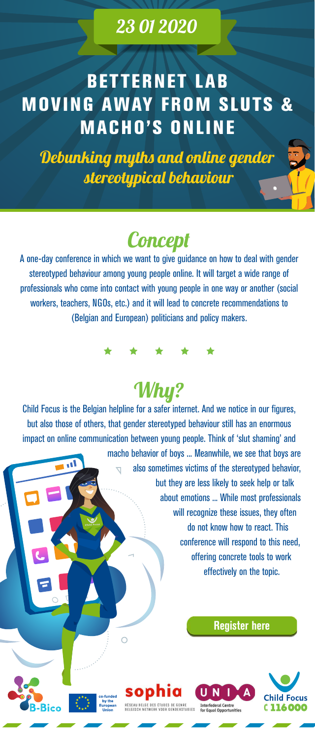## 23 01 2020

# BETTERNET LAB MOVING AWAY FROM SLUTS & MACHO'S ONLINE

### *Debunking myths and online gender stereotypical behaviour*

## Concept

A one-day conference in which we want to give guidance on how to deal with gender stereotyped behaviour among young people online. It will target a wide range of professionals who come into contact with young people in one way or another (social workers, teachers, NGOs, etc.) and it will lead to concrete recommendations to (Belgian and European) politicians and policy makers.

★ ★ ★ ★ ★

## Why?

Child Focus is the Belgian helpline for a safer internet. And we notice in our figures, but also those of others, that gender stereotyped behaviour still has an enormous impact on online communication between young people. Think of 'slut shaming' and macho behavior of boys ... Meanwhile, we see that boys are also sometimes victims of the stereotyped behavior, but they are less likely to seek help or talk about emotions ... While most professionals will recognize these issues, they often do not know how to react. This conference will respond to this need, offering concrete tools to work effectively on the topic.

**Register here**

B-Bico | co-funded by the European Union | sophia – Réseau belge des études de genre – Belgisch netwerk voor genderstudies | UNIA – Interfederal Centre for Equal Opportunities | Child Focus 116000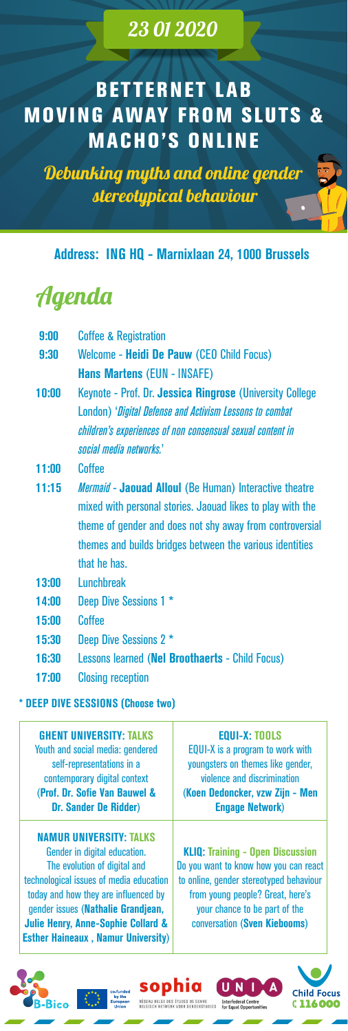23 01 2020

# BETTERNET LAB MOVING AWAY FROM SLUTS & MACHO'S ONLINE

## Debunking myths and online gender stereotypical behaviour

**Address: ING HQ - Marnixlaan 24, 1000 Brussels**

# Agenda

| | |
|---|---|
| **9:00** | Coffee & Registration |
| **9:30** | Welcome - **Heidi De Pauw** (CEO Child Focus) **Hans Martens** (EUN - INSAFE) |
| **10:00** | Keynote - Prof. Dr. **Jessica Ringrose** (University College London) '*Digital Defense and Activism Lessons to combat children's experiences of non consensual sexual content in social media networks.*' |
| **11:00** | Coffee |
| **11:15** | *Mermaid* - **Jaouad Alloul** (Be Human) Interactive theatre mixed with personal stories. Jaouad likes to play with the theme of gender and does not shy away from controversial themes and builds bridges between the various identities that he has. |
| **13:00** | Lunchbreak |
| **14:00** | Deep Dive Sessions 1 * |
| **15:00** | Coffee |
| **15:30** | Deep Dive Sessions 2 * |
| **16:30** | Lessons learned (**Nel Broothaerts** - Child Focus) |
| **17:00** | Closing reception |

**\* DEEP DIVE SESSIONS (Choose two)**

| | |
|---|---|
| **GHENT UNIVERSITY: TALKS**<br>Youth and social media: gendered self-representations in a contemporary digital context (**Prof. Dr. Sofie Van Bauwel & Dr. Sander De Ridder**) | **EQUI-X: TOOLS**<br>EQUI-X is a program to work with youngsters on themes like gender, violence and discrimination (**Koen Dedoncker, vzw Zijn - Men Engage Network**) |
| **NAMUR UNIVERSITY: TALKS**<br>Gender in digital education. The evolution of digital and technological issues of media education today and how they are influenced by gender issues (**Nathalie Grandjean, Julie Henry, Anne-Sophie Collard & Esther Haineaux , Namur University**) | **KLIQ: Training - Open Discussion**<br>Do you want to know how you can react to online, gender stereotyped behaviour from young people? Great, here's your chance to be part of the conversation (**Sven Kiebooms**) |

B-Bico | co-funded by the European Union | sophia RÉSEAU BELGE DES ÉTUDES DE GENRE BELGISCH NETWERK VOOR GENDERSTUDIES | UNIA Interfederal Centre for Equal Opportunities | Child Focus 116000